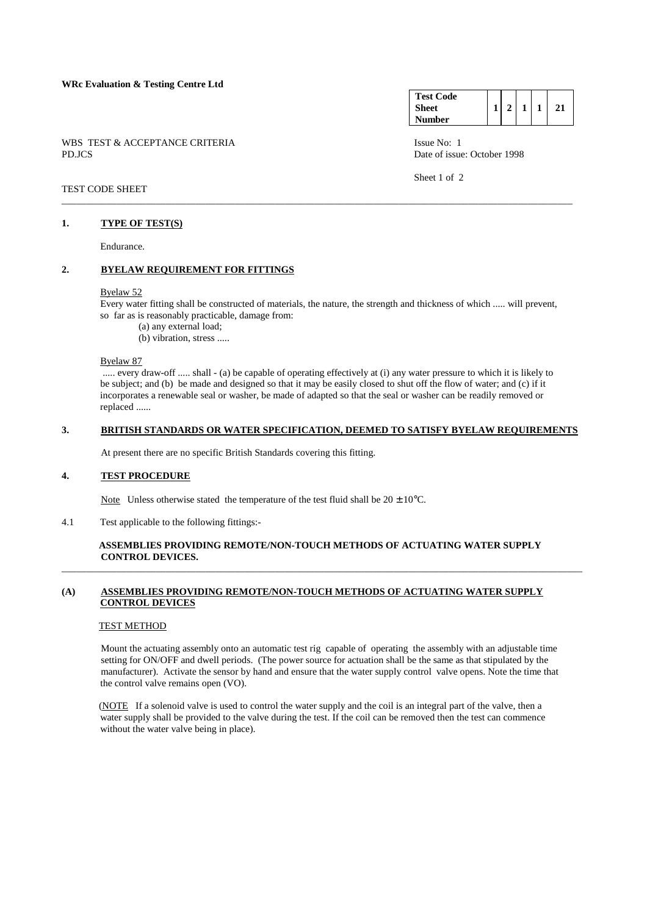**WRc Evaluation & Testing Centre Ltd**

| Test Code Sheet Number | 1 | 2 | 1 | 1 | 21 |
|---|---|---|---|---|---|

WBS TEST & ACCEPTANCE CRITERIA
PD.JCS

Issue No: 1
Date of issue: October 1998

TEST CODE SHEET

## 1. TYPE OF TEST(S)

Endurance.

## 2. BYELAW REQUIREMENT FOR FITTINGS

Byelaw 52

Every water fitting shall be constructed of materials, the nature, the strength and thickness of which ..... will prevent, so far as is reasonably practicable, damage from:

(a) any external load;
(b) vibration, stress .....

Byelaw 87

..... every draw-off ..... shall - (a) be capable of operating effectively at (i) any water pressure to which it is likely to be subject; and (b) be made and designed so that it may be easily closed to shut off the flow of water; and (c) if it incorporates a renewable seal or washer, be made of adapted so that the seal or washer can be readily removed or replaced ......

## 3. BRITISH STANDARDS OR WATER SPECIFICATION, DEEMED TO SATISFY BYELAW REQUIREMENTS

At present there are no specific British Standards covering this fitting.

## 4. TEST PROCEDURE

Note Unless otherwise stated the temperature of the test fluid shall be $20 \pm 10°C$.

4.1 Test applicable to the following fittings:-

**ASSEMBLIES PROVIDING REMOTE/NON-TOUCH METHODS OF ACTUATING WATER SUPPLY CONTROL DEVICES.**

---

### (A) ASSEMBLIES PROVIDING REMOTE/NON-TOUCH METHODS OF ACTUATING WATER SUPPLY CONTROL DEVICES

TEST METHOD

Mount the actuating assembly onto an automatic test rig capable of operating the assembly with an adjustable time setting for ON/OFF and dwell periods. (The power source for actuation shall be the same as that stipulated by the manufacturer). Activate the sensor by hand and ensure that the water supply control valve opens. Note the time that the control valve remains open (VO).

(NOTE If a solenoid valve is used to control the water supply and the coil is an integral part of the valve, then a water supply shall be provided to the valve during the test. If the coil can be removed then the test can commence without the water valve being in place).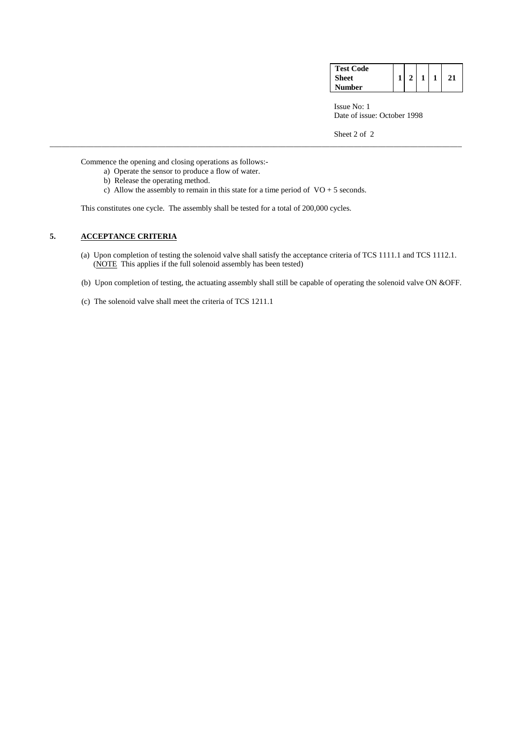Commence the opening and closing operations as follows:-

a) Operate the sensor to produce a flow of water.
b) Release the operating method.
c) Allow the assembly to remain in this state for a time period of VO + 5 seconds.

This constitutes one cycle. The assembly shall be tested for a total of 200,000 cycles.

## 5. ACCEPTANCE CRITERIA

(a) Upon completion of testing the solenoid valve shall satisfy the acceptance criteria of TCS 1111.1 and TCS 1112.1. (NOTE This applies if the full solenoid assembly has been tested)

(b) Upon completion of testing, the actuating assembly shall still be capable of operating the solenoid valve ON &OFF.

(c) The solenoid valve shall meet the criteria of TCS 1211.1